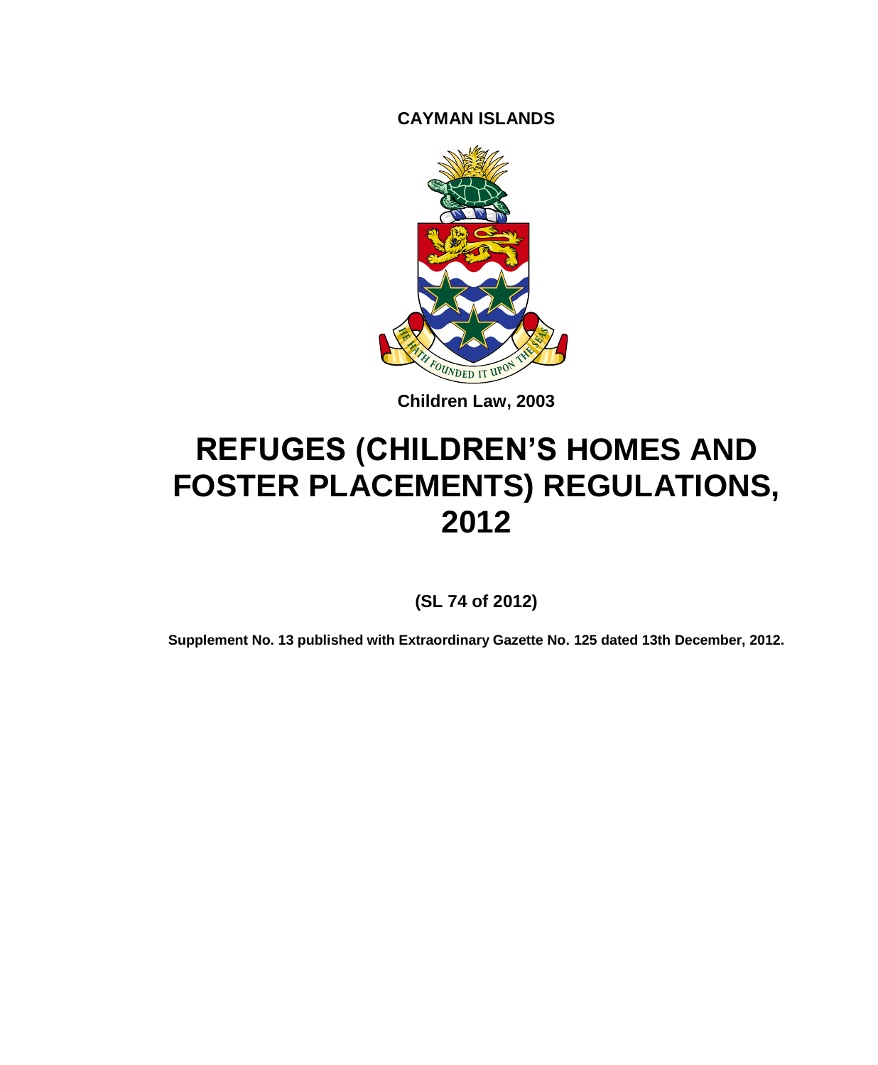**CAYMAN ISLANDS**

**Children Law, 2003**

# REFUGES (CHILDREN'S HOMES AND FOSTER PLACEMENTS) REGULATIONS, 2012

**(SL 74 of 2012)**

**Supplement No. 13 published with Extraordinary Gazette No. 125 dated 13th December, 2012.**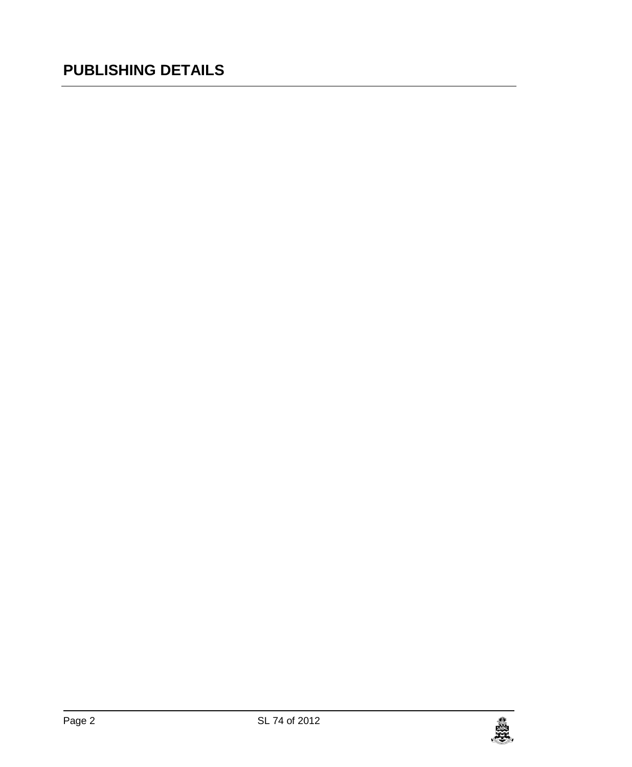# PUBLISHING DETAILS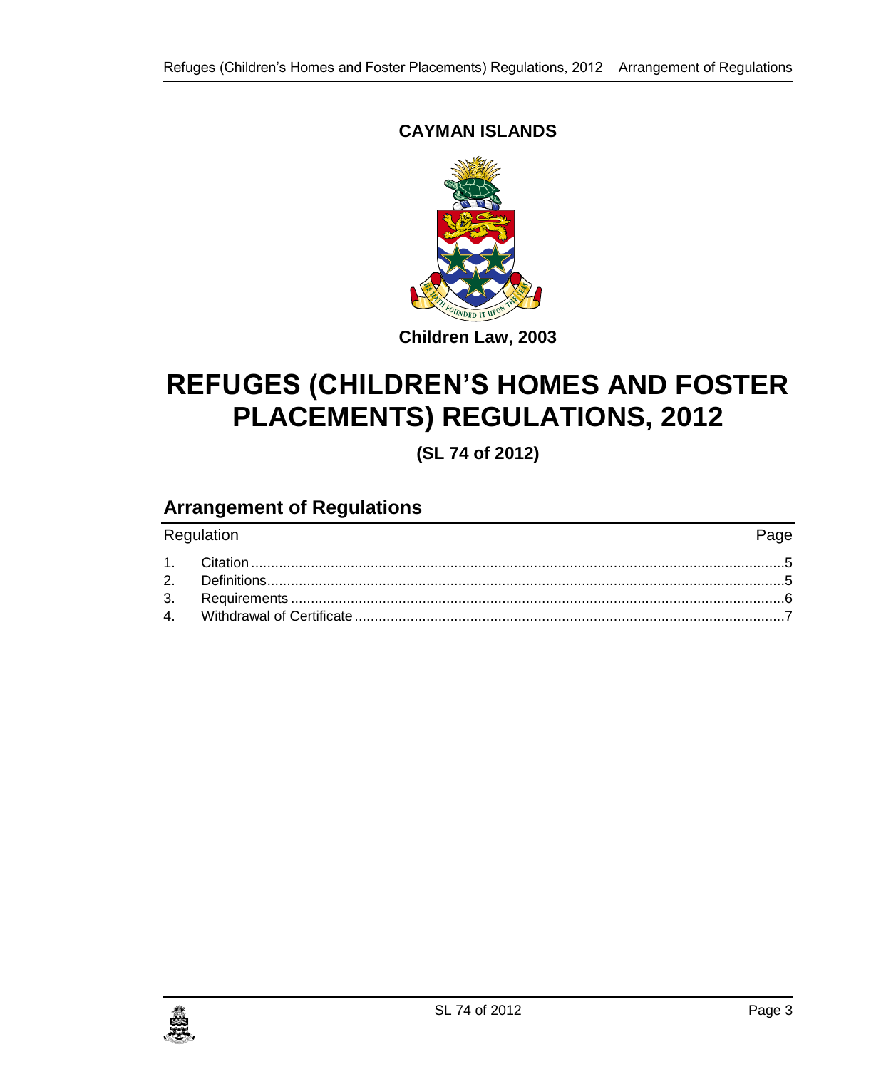**CAYMAN ISLANDS**

**Children Law, 2003**

# REFUGES (CHILDREN'S HOMES AND FOSTER PLACEMENTS) REGULATIONS, 2012

**(SL 74 of 2012)**

## Arrangement of Regulations

| Regulation | | Page |
|---|---|---|
| 1. | Citation | 5 |
| 2. | Definitions | 5 |
| 3. | Requirements | 6 |
| 4. | Withdrawal of Certificate | 7 |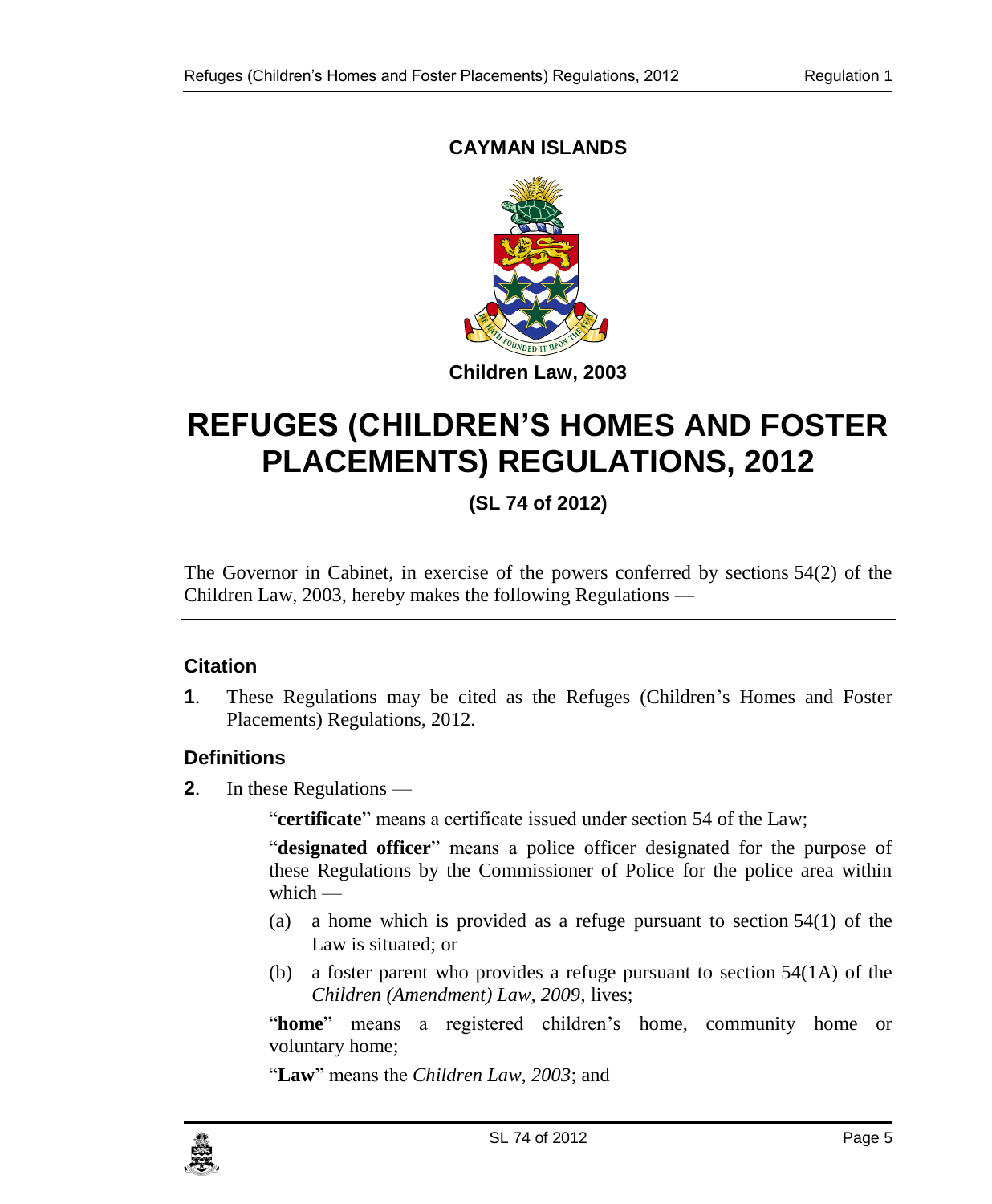**CAYMAN ISLANDS**

**Children Law, 2003**

# REFUGES (CHILDREN'S HOMES AND FOSTER PLACEMENTS) REGULATIONS, 2012

**(SL 74 of 2012)**

The Governor in Cabinet, in exercise of the powers conferred by sections 54(2) of the Children Law, 2003, hereby makes the following Regulations —

## Citation

**1**. These Regulations may be cited as the Refuges (Children's Homes and Foster Placements) Regulations, 2012.

## Definitions

**2**. In these Regulations —

"**certificate**" means a certificate issued under section 54 of the Law;

"**designated officer**" means a police officer designated for the purpose of these Regulations by the Commissioner of Police for the police area within which —

(a) a home which is provided as a refuge pursuant to section 54(1) of the Law is situated; or

(b) a foster parent who provides a refuge pursuant to section 54(1A) of the *Children (Amendment) Law, 2009*, lives;

"**home**" means a registered children's home, community home or voluntary home;

"**Law**" means the *Children Law, 2003*; and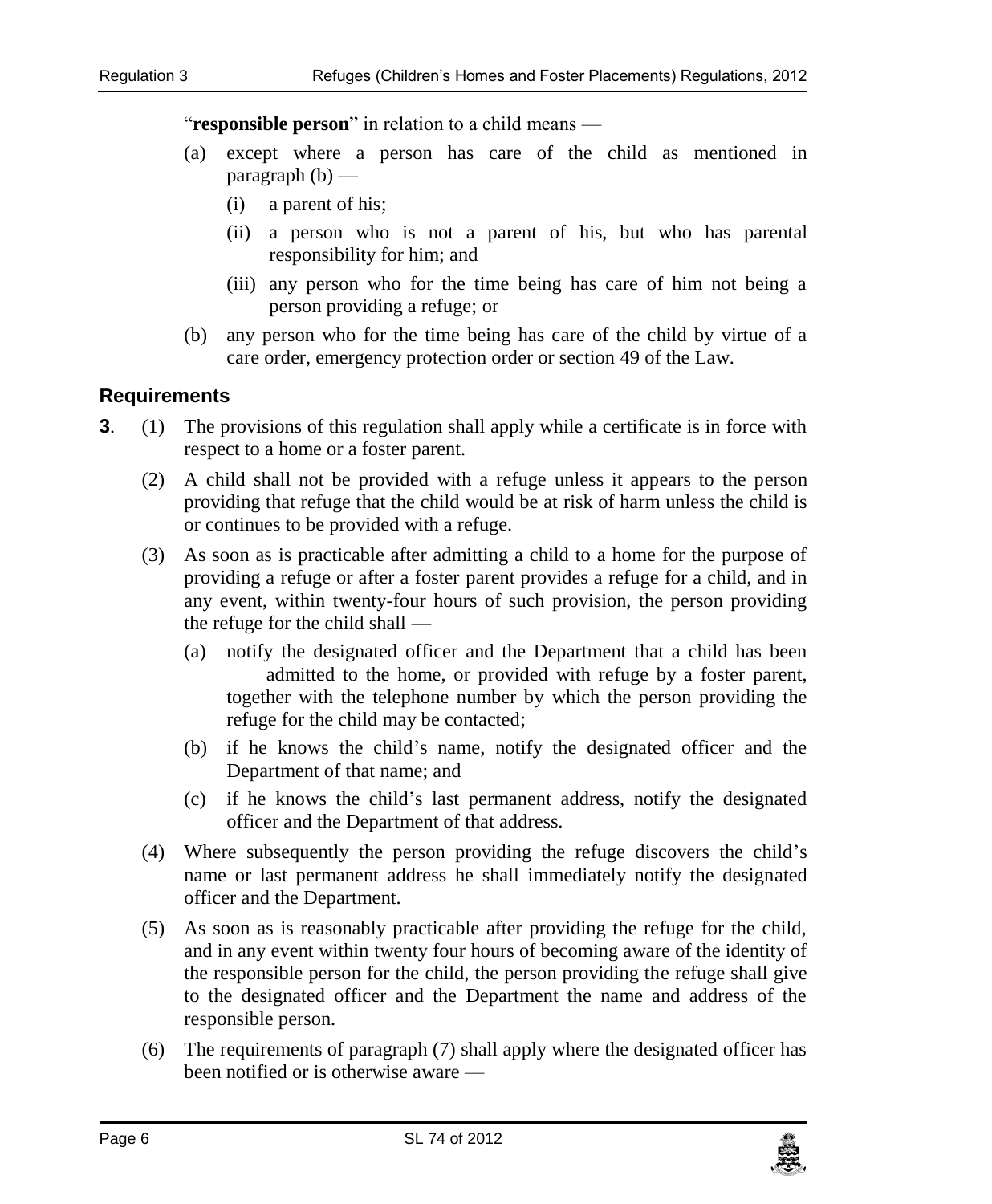"**responsible person**" in relation to a child means —

(a) except where a person has care of the child as mentioned in paragraph (b) —

  (i) a parent of his;

  (ii) a person who is not a parent of his, but who has parental responsibility for him; and

  (iii) any person who for the time being has care of him not being a person providing a refuge; or

(b) any person who for the time being has care of the child by virtue of a care order, emergency protection order or section 49 of the Law.

## Requirements

**3**. (1) The provisions of this regulation shall apply while a certificate is in force with respect to a home or a foster parent.

(2) A child shall not be provided with a refuge unless it appears to the person providing that refuge that the child would be at risk of harm unless the child is or continues to be provided with a refuge.

(3) As soon as is practicable after admitting a child to a home for the purpose of providing a refuge or after a foster parent provides a refuge for a child, and in any event, within twenty-four hours of such provision, the person providing the refuge for the child shall —

(a) notify the designated officer and the Department that a child has been admitted to the home, or provided with refuge by a foster parent, together with the telephone number by which the person providing the refuge for the child may be contacted;

(b) if he knows the child's name, notify the designated officer and the Department of that name; and

(c) if he knows the child's last permanent address, notify the designated officer and the Department of that address.

(4) Where subsequently the person providing the refuge discovers the child's name or last permanent address he shall immediately notify the designated officer and the Department.

(5) As soon as is reasonably practicable after providing the refuge for the child, and in any event within twenty four hours of becoming aware of the identity of the responsible person for the child, the person providing the refuge shall give to the designated officer and the Department the name and address of the responsible person.

(6) The requirements of paragraph (7) shall apply where the designated officer has been notified or is otherwise aware —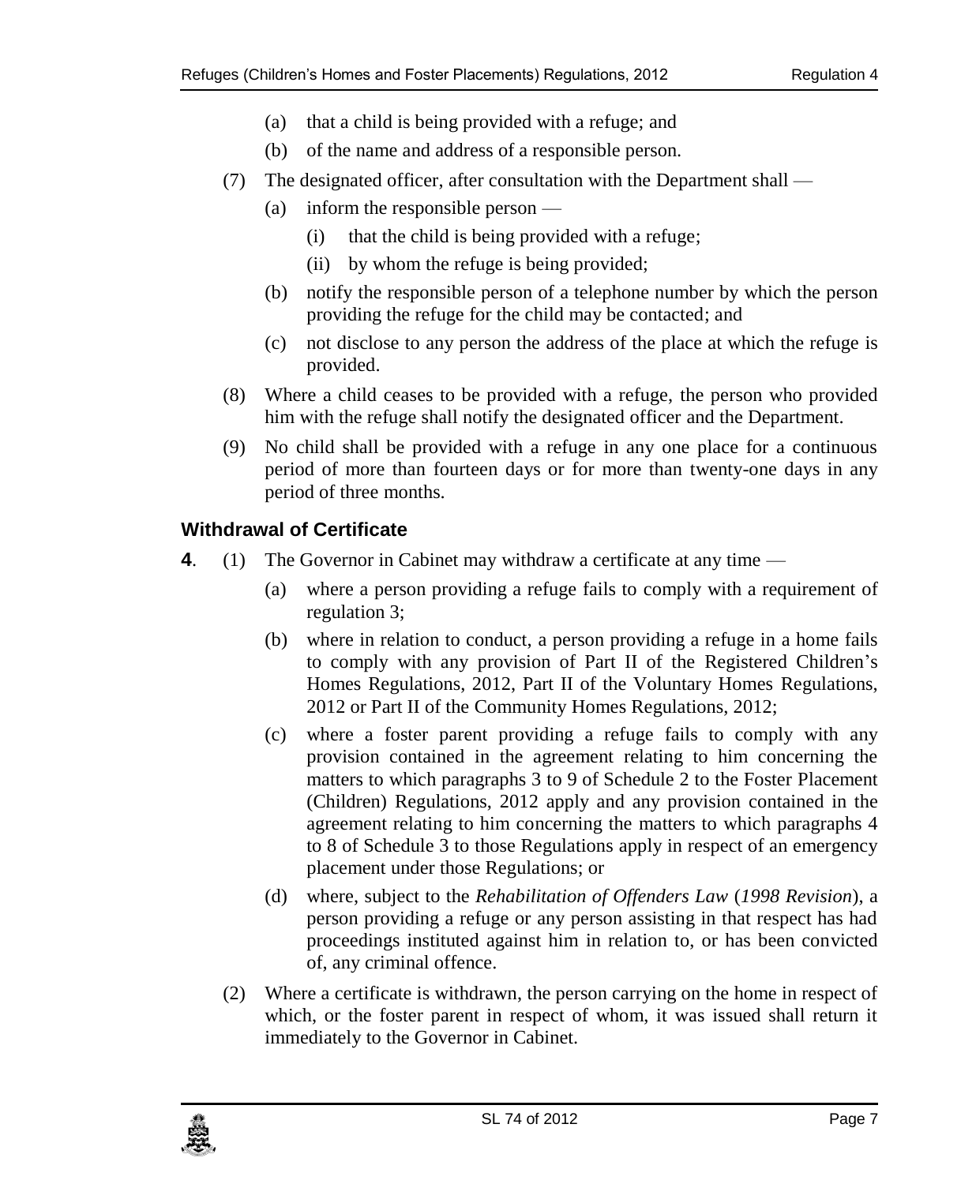(a) that a child is being provided with a refuge; and

(b) of the name and address of a responsible person.

(7) The designated officer, after consultation with the Department shall —

(a) inform the responsible person —

(i) that the child is being provided with a refuge;

(ii) by whom the refuge is being provided;

(b) notify the responsible person of a telephone number by which the person providing the refuge for the child may be contacted; and

(c) not disclose to any person the address of the place at which the refuge is provided.

(8) Where a child ceases to be provided with a refuge, the person who provided him with the refuge shall notify the designated officer and the Department.

(9) No child shall be provided with a refuge in any one place for a continuous period of more than fourteen days or for more than twenty-one days in any period of three months.

### Withdrawal of Certificate

**4**. (1) The Governor in Cabinet may withdraw a certificate at any time —

(a) where a person providing a refuge fails to comply with a requirement of regulation 3;

(b) where in relation to conduct, a person providing a refuge in a home fails to comply with any provision of Part II of the Registered Children's Homes Regulations, 2012, Part II of the Voluntary Homes Regulations, 2012 or Part II of the Community Homes Regulations, 2012;

(c) where a foster parent providing a refuge fails to comply with any provision contained in the agreement relating to him concerning the matters to which paragraphs 3 to 9 of Schedule 2 to the Foster Placement (Children) Regulations, 2012 apply and any provision contained in the agreement relating to him concerning the matters to which paragraphs 4 to 8 of Schedule 3 to those Regulations apply in respect of an emergency placement under those Regulations; or

(d) where, subject to the *Rehabilitation of Offenders Law* (*1998 Revision*), a person providing a refuge or any person assisting in that respect has had proceedings instituted against him in relation to, or has been convicted of, any criminal offence.

(2) Where a certificate is withdrawn, the person carrying on the home in respect of which, or the foster parent in respect of whom, it was issued shall return it immediately to the Governor in Cabinet.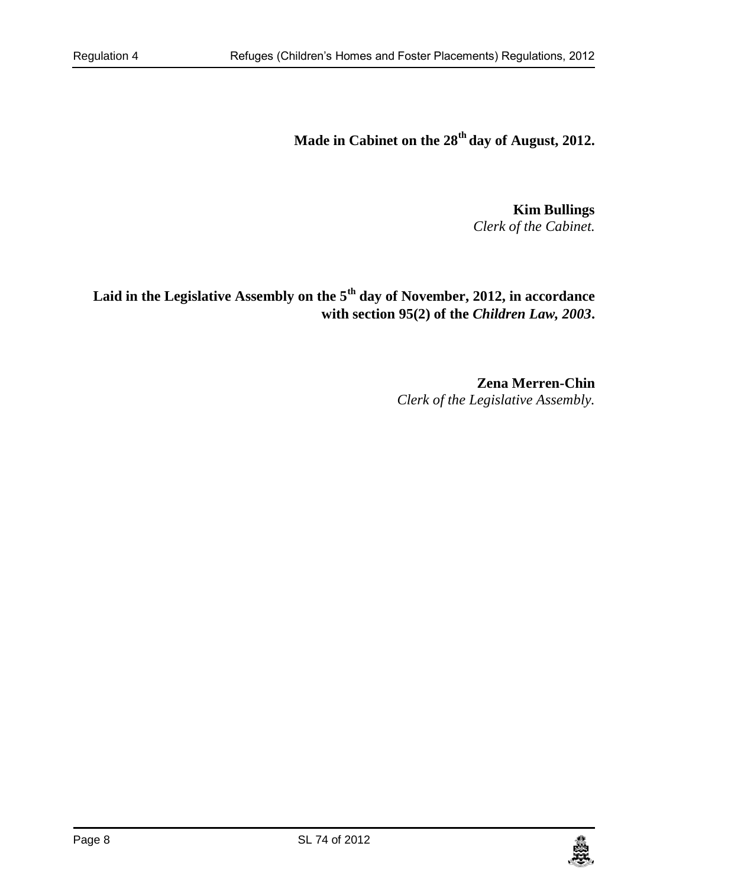**Made in Cabinet on the 28th day of August, 2012.**

**Kim Bullings**
*Clerk of the Cabinet.*

**Laid in the Legislative Assembly on the 5th day of November, 2012, in accordance with section 95(2) of the *Children Law, 2003*.**

**Zena Merren-Chin**
*Clerk of the Legislative Assembly.*